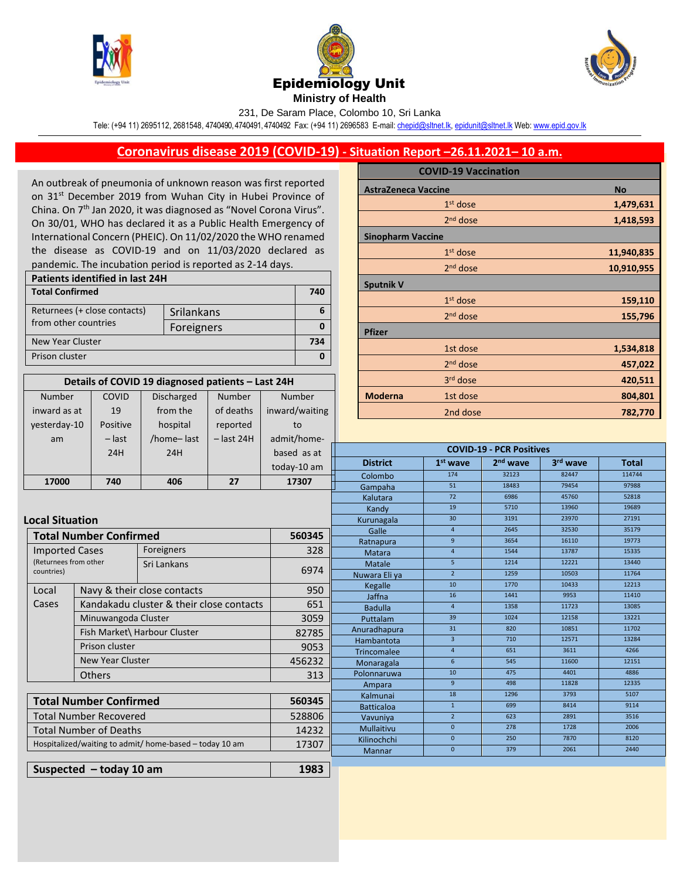# Epidemiology Unit

**Ministry of Health**

231, De Saram Place, Colombo 10, Sri Lanka

Tele: (+94 11) 2695112, 2681548, 4740490, 4740491, 4740492 Fax: (+94 11) 2696583 E-mail: chepid@sltnet.lk, epidunit@sltnet.lk Web: www.epid.gov.lk

## Coronavirus disease 2019 (COVID-19) - Situation Report –26.11.2021– 10 a.m.

An outbreak of pneumonia of unknown reason was first reported on 31st December 2019 from Wuhan City in Hubei Province of China. On 7th Jan 2020, it was diagnosed as "Novel Corona Virus". On 30/01, WHO has declared it as a Public Health Emergency of International Concern (PHEIC). On 11/02/2020 the WHO renamed the disease as COVID-19 and on 11/03/2020 declared as pandemic. The incubation period is reported as 2-14 days.

| Patients identified in last 24H | | |
|---|---|---|
| **Total Confirmed** | | **740** |
| Returnees (+ close contacts) from other countries | Srilankans | 6 |
| | Foreigners | 0 |
| New Year Cluster | | 734 |
| Prison cluster | | 0 |

| Details of COVID 19 diagnosed patients – Last 24H | | | | |
|---|---|---|---|---|
| Number inward as at yesterday-10 am | COVID 19 Positive – last 24H | Discharged from the hospital /home– last 24H | Number of deaths reported – last 24H | Number inward/waiting to admit/home-based as at today-10 am |
| **17000** | **740** | **406** | **27** | **17307** |

### Local Situation

| **Total Number Confirmed** | | **560345** |
|---|---|---|
| Imported Cases (Returnees from other countries) | Foreigners | 328 |
| | Sri Lankans | 6974 |
| Local Cases | Navy & their close contacts | 950 |
| | Kandakadu cluster & their close contacts | 651 |
| | Minuwangoda Cluster | 3059 |
| | Fish Market\ Harbour Cluster | 82785 |
| | Prison cluster | 9053 |
| | New Year Cluster | 456232 |
| | Others | 313 |

| **Total Number Confirmed** | **560345** |
|---|---|
| Total Number Recovered | 528806 |
| Total Number of Deaths | 14232 |
| Hospitalized/waiting to admit/ home-based – today 10 am | 17307 |

| **Suspected – today 10 am** | **1983** |
|---|---|

| COVID-19 Vaccination | | |
|---|---|---|
| **AstraZeneca Vaccine** | | **No** |
| | 1st dose | **1,479,631** |
| | 2nd dose | **1,418,593** |
| **Sinopharm Vaccine** | | |
| | 1st dose | **11,940,835** |
| | 2nd dose | **10,910,955** |
| **Sputnik V** | | |
| | 1st dose | **159,110** |
| | 2nd dose | **155,796** |
| **Pfizer** | | |
| | 1st dose | **1,534,818** |
| | 2nd dose | **457,022** |
| | 3rd dose | **420,511** |
| **Moderna** | 1st dose | **804,801** |
| | 2nd dose | **782,770** |

| COVID-19 - PCR Positives | | | | |
|---|---|---|---|---|
| **District** | **1st wave** | **2nd wave** | **3rd wave** | **Total** |
| Colombo | 174 | 32123 | 82447 | 114744 |
| Gampaha | 51 | 18483 | 79454 | 97988 |
| Kalutara | 72 | 6986 | 45760 | 52818 |
| Kandy | 19 | 5710 | 13960 | 19689 |
| Kurunagala | 30 | 3191 | 23970 | 27191 |
| Galle | 4 | 2645 | 32530 | 35179 |
| Ratnapura | 9 | 3654 | 16110 | 19773 |
| Matara | 4 | 1544 | 13787 | 15335 |
| Matale | 5 | 1214 | 12221 | 13440 |
| Nuwara Eli ya | 2 | 1259 | 10503 | 11764 |
| Kegalle | 10 | 1770 | 10433 | 12213 |
| Jaffna | 16 | 1441 | 9953 | 11410 |
| Badulla | 4 | 1358 | 11723 | 13085 |
| Puttalam | 39 | 1024 | 12158 | 13221 |
| Anuradhapura | 31 | 820 | 10851 | 11702 |
| Hambantota | 3 | 710 | 12571 | 13284 |
| Trincomalee | 4 | 651 | 3611 | 4266 |
| Monaragala | 6 | 545 | 11600 | 12151 |
| Polonnaruwa | 10 | 475 | 4401 | 4886 |
| Ampara | 9 | 498 | 11828 | 12335 |
| Kalmunai | 18 | 1296 | 3793 | 5107 |
| Batticaloa | 1 | 699 | 8414 | 9114 |
| Vavuniya | 2 | 623 | 2891 | 3516 |
| Mullaitivu | 0 | 278 | 1728 | 2006 |
| Kilinochchi | 0 | 250 | 7870 | 8120 |
| Mannar | 0 | 379 | 2061 | 2440 |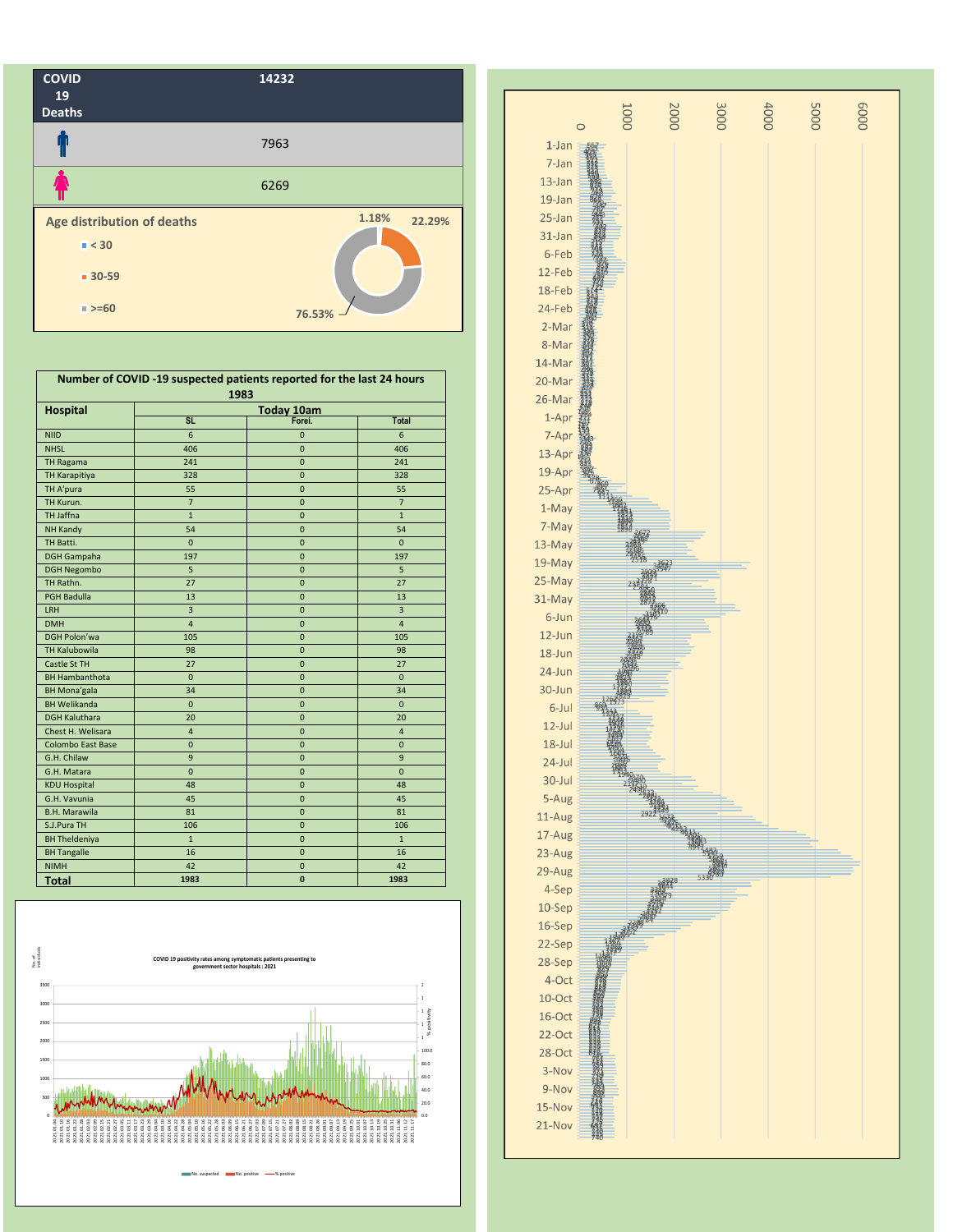| COVID 19 Deaths | 14232 |
|---|---|
| Male | 7963 |
| Female | 6269 |

Age distribution of deaths

- < 30
- 30-59
- >=60

1.18%
22.29%
76.53%

| Number of COVID -19 suspected patients reported for the last 24 hours 1983 | | | |
|---|---|---|---|
| Hospital | Today 10am | | |
| | SL | Forei. | Total |
| NIID | 6 | 0 | 6 |
| NHSL | 406 | 0 | 406 |
| TH Ragama | 241 | 0 | 241 |
| TH Karapitiya | 328 | 0 | 328 |
| TH A'pura | 55 | 0 | 55 |
| TH Kurun. | 7 | 0 | 7 |
| TH Jaffna | 1 | 0 | 1 |
| NH Kandy | 54 | 0 | 54 |
| TH Batti. | 0 | 0 | 0 |
| DGH Gampaha | 197 | 0 | 197 |
| DGH Negombo | 5 | 0 | 5 |
| TH Rathn. | 27 | 0 | 27 |
| PGH Badulla | 13 | 0 | 13 |
| LRH | 3 | 0 | 3 |
| DMH | 4 | 0 | 4 |
| DGH Polon'wa | 105 | 0 | 105 |
| TH Kalubowila | 98 | 0 | 98 |
| Castle St TH | 27 | 0 | 27 |
| BH Hambanthota | 0 | 0 | 0 |
| BH Mona'gala | 34 | 0 | 34 |
| BH Welikanda | 0 | 0 | 0 |
| DGH Kaluthara | 20 | 0 | 20 |
| Chest H. Welisara | 4 | 0 | 4 |
| Colombo East Base | 0 | 0 | 0 |
| G.H. Chilaw | 9 | 0 | 9 |
| G.H. Matara | 0 | 0 | 0 |
| KDU Hospital | 48 | 0 | 48 |
| G.H. Vavunia | 45 | 0 | 45 |
| B.H. Marawila | 81 | 0 | 81 |
| S.J.Pura TH | 106 | 0 | 106 |
| BH Theldeniya | 1 | 0 | 1 |
| BH Tangalle | 16 | 0 | 16 |
| NIMH | 42 | 0 | 42 |
| **Total** | **1983** | **0** | **1983** |

COVID 19 positivity rates among symptomatic patients presenting to government sector hospitals : 2021

No. of individuals

% positivity

No. suspected — No. positive — % positive

0 1000 2000 3000 4000 5000 6000

1-Jan 7-Jan 13-Jan 19-Jan 25-Jan 31-Jan 6-Feb 12-Feb 18-Feb 24-Feb 2-Mar 8-Mar 14-Mar 20-Mar 26-Mar 1-Apr 7-Apr 13-Apr 19-Apr 25-Apr 1-May 7-May 13-May 19-May 25-May 31-May 6-Jun 12-Jun 18-Jun 24-Jun 30-Jun 6-Jul 12-Jul 18-Jul 24-Jul 30-Jul 5-Aug 11-Aug 17-Aug 23-Aug 29-Aug 4-Sep 10-Sep 16-Sep 22-Sep 28-Sep 4-Oct 10-Oct 16-Oct 22-Oct 28-Oct 3-Nov 9-Nov 15-Nov 21-Nov